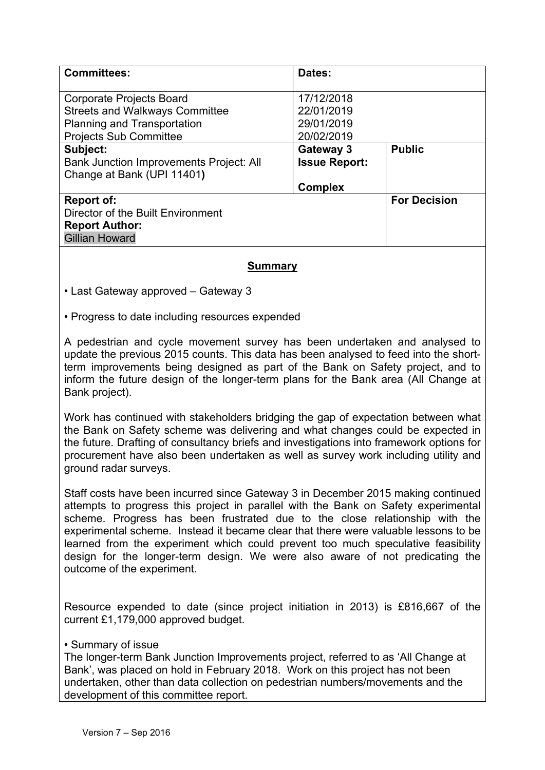| Committees: | Dates: | |
|---|---|---|
| Corporate Projects Board<br>Streets and Walkways Committee<br>Planning and Transportation<br>Projects Sub Committee | 17/12/2018<br>22/01/2019<br>29/01/2019<br>20/02/2019 | |
| **Subject:**<br>Bank Junction Improvements Project: All Change at Bank (UPI 11401**)** | **Gateway 3**<br>**Issue Report:**<br><br>**Complex** | **Public** |
| **Report of:**<br>Director of the Built Environment<br>**Report Author:**<br>Gillian Howard | | **For Decision** |

## Summary

- Last Gateway approved – Gateway 3

- Progress to date including resources expended

A pedestrian and cycle movement survey has been undertaken and analysed to update the previous 2015 counts. This data has been analysed to feed into the short-term improvements being designed as part of the Bank on Safety project, and to inform the future design of the longer-term plans for the Bank area (All Change at Bank project).

Work has continued with stakeholders bridging the gap of expectation between what the Bank on Safety scheme was delivering and what changes could be expected in the future. Drafting of consultancy briefs and investigations into framework options for procurement have also been undertaken as well as survey work including utility and ground radar surveys.

Staff costs have been incurred since Gateway 3 in December 2015 making continued attempts to progress this project in parallel with the Bank on Safety experimental scheme. Progress has been frustrated due to the close relationship with the experimental scheme. Instead it became clear that there were valuable lessons to be learned from the experiment which could prevent too much speculative feasibility design for the longer-term design. We were also aware of not predicating the outcome of the experiment.

Resource expended to date (since project initiation in 2013) is £816,667 of the current £1,179,000 approved budget.

- Summary of issue

The longer-term Bank Junction Improvements project, referred to as 'All Change at Bank', was placed on hold in February 2018. Work on this project has not been undertaken, other than data collection on pedestrian numbers/movements and the development of this committee report.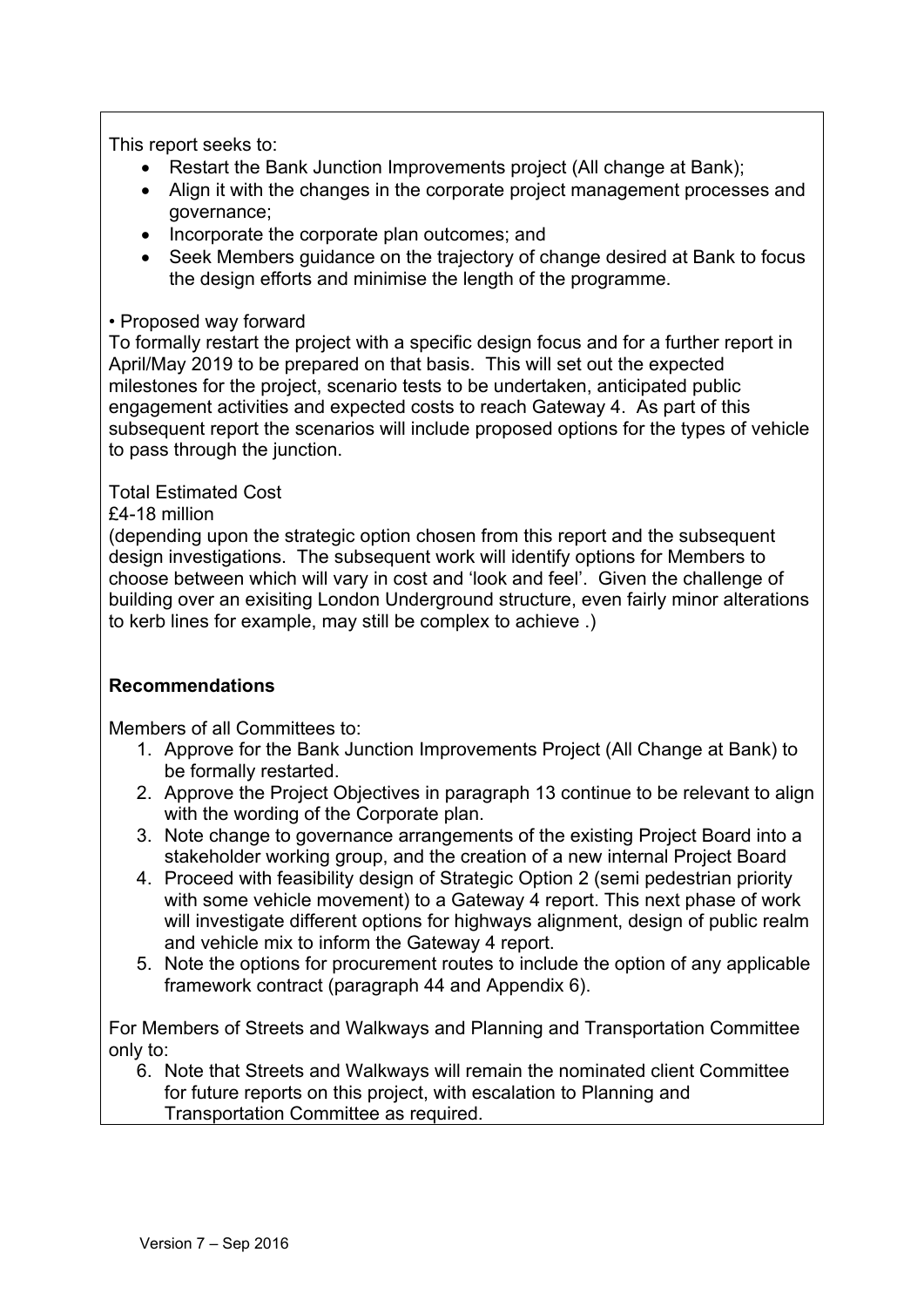This report seeks to:

- Restart the Bank Junction Improvements project (All change at Bank);
- Align it with the changes in the corporate project management processes and governance;
- Incorporate the corporate plan outcomes; and
- Seek Members guidance on the trajectory of change desired at Bank to focus the design efforts and minimise the length of the programme.

• Proposed way forward

To formally restart the project with a specific design focus and for a further report in April/May 2019 to be prepared on that basis. This will set out the expected milestones for the project, scenario tests to be undertaken, anticipated public engagement activities and expected costs to reach Gateway 4. As part of this subsequent report the scenarios will include proposed options for the types of vehicle to pass through the junction.

Total Estimated Cost

£4-18 million

(depending upon the strategic option chosen from this report and the subsequent design investigations. The subsequent work will identify options for Members to choose between which will vary in cost and 'look and feel'. Given the challenge of building over an exisiting London Underground structure, even fairly minor alterations to kerb lines for example, may still be complex to achieve .)

**Recommendations**

Members of all Committees to:

1. Approve for the Bank Junction Improvements Project (All Change at Bank) to be formally restarted.
2. Approve the Project Objectives in paragraph 13 continue to be relevant to align with the wording of the Corporate plan.
3. Note change to governance arrangements of the existing Project Board into a stakeholder working group, and the creation of a new internal Project Board
4. Proceed with feasibility design of Strategic Option 2 (semi pedestrian priority with some vehicle movement) to a Gateway 4 report. This next phase of work will investigate different options for highways alignment, design of public realm and vehicle mix to inform the Gateway 4 report.
5. Note the options for procurement routes to include the option of any applicable framework contract (paragraph 44 and Appendix 6).

For Members of Streets and Walkways and Planning and Transportation Committee only to:

6. Note that Streets and Walkways will remain the nominated client Committee for future reports on this project, with escalation to Planning and Transportation Committee as required.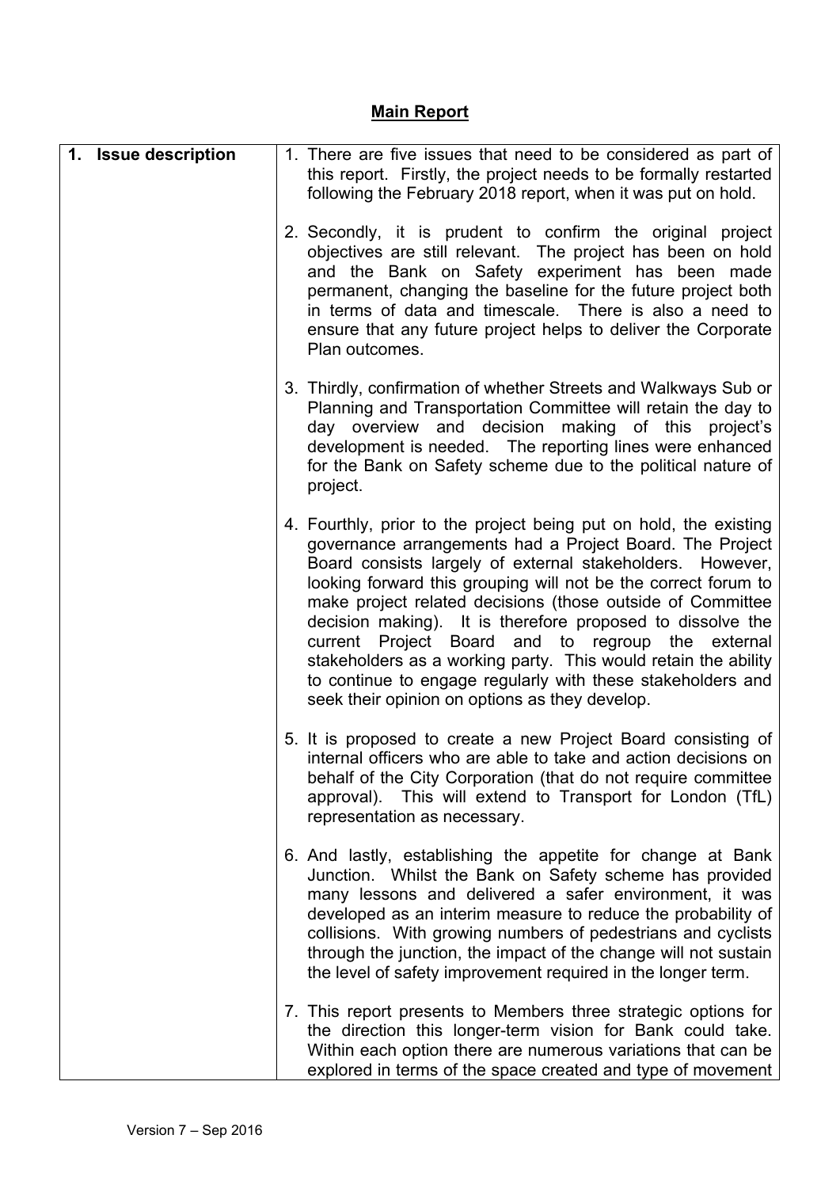## Main Report

| 1. Issue description | 1. There are five issues that need to be considered as part of this report. Firstly, the project needs to be formally restarted following the February 2018 report, when it was put on hold.<br><br>2. Secondly, it is prudent to confirm the original project objectives are still relevant. The project has been on hold and the Bank on Safety experiment has been made permanent, changing the baseline for the future project both in terms of data and timescale. There is also a need to ensure that any future project helps to deliver the Corporate Plan outcomes.<br><br>3. Thirdly, confirmation of whether Streets and Walkways Sub or Planning and Transportation Committee will retain the day to day overview and decision making of this project's development is needed. The reporting lines were enhanced for the Bank on Safety scheme due to the political nature of project.<br><br>4. Fourthly, prior to the project being put on hold, the existing governance arrangements had a Project Board. The Project Board consists largely of external stakeholders. However, looking forward this grouping will not be the correct forum to make project related decisions (those outside of Committee decision making). It is therefore proposed to dissolve the current Project Board and to regroup the external stakeholders as a working party. This would retain the ability to continue to engage regularly with these stakeholders and seek their opinion on options as they develop.<br><br>5. It is proposed to create a new Project Board consisting of internal officers who are able to take and action decisions on behalf of the City Corporation (that do not require committee approval). This will extend to Transport for London (TfL) representation as necessary.<br><br>6. And lastly, establishing the appetite for change at Bank Junction. Whilst the Bank on Safety scheme has provided many lessons and delivered a safer environment, it was developed as an interim measure to reduce the probability of collisions. With growing numbers of pedestrians and cyclists through the junction, the impact of the change will not sustain the level of safety improvement required in the longer term.<br><br>7. This report presents to Members three strategic options for the direction this longer-term vision for Bank could take. Within each option there are numerous variations that can be explored in terms of the space created and type of movement |
|---|---|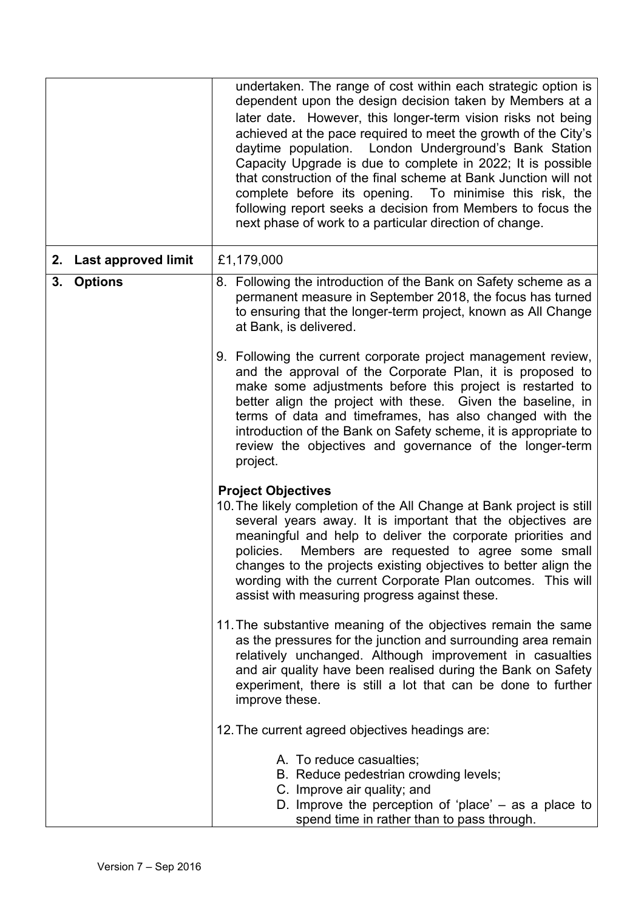| | |
|---|---|
| | undertaken. The range of cost within each strategic option is dependent upon the design decision taken by Members at a later date. However, this longer-term vision risks not being achieved at the pace required to meet the growth of the City's daytime population. London Underground's Bank Station Capacity Upgrade is due to complete in 2022; It is possible that construction of the final scheme at Bank Junction will not complete before its opening. To minimise this risk, the following report seeks a decision from Members to focus the next phase of work to a particular direction of change. |
| **2. Last approved limit** | £1,179,000 |
| **3. Options** | 8. Following the introduction of the Bank on Safety scheme as a permanent measure in September 2018, the focus has turned to ensuring that the longer-term project, known as All Change at Bank, is delivered.<br><br>9. Following the current corporate project management review, and the approval of the Corporate Plan, it is proposed to make some adjustments before this project is restarted to better align the project with these. Given the baseline, in terms of data and timeframes, has also changed with the introduction of the Bank on Safety scheme, it is appropriate to review the objectives and governance of the longer-term project.<br><br>**Project Objectives**<br>10. The likely completion of the All Change at Bank project is still several years away. It is important that the objectives are meaningful and help to deliver the corporate priorities and policies. Members are requested to agree some small changes to the projects existing objectives to better align the wording with the current Corporate Plan outcomes. This will assist with measuring progress against these.<br><br>11. The substantive meaning of the objectives remain the same as the pressures for the junction and surrounding area remain relatively unchanged. Although improvement in casualties and air quality have been realised during the Bank on Safety experiment, there is still a lot that can be done to further improve these.<br><br>12. The current agreed objectives headings are:<br><br>A. To reduce casualties;<br>B. Reduce pedestrian crowding levels;<br>C. Improve air quality; and<br>D. Improve the perception of 'place' – as a place to spend time in rather than to pass through. |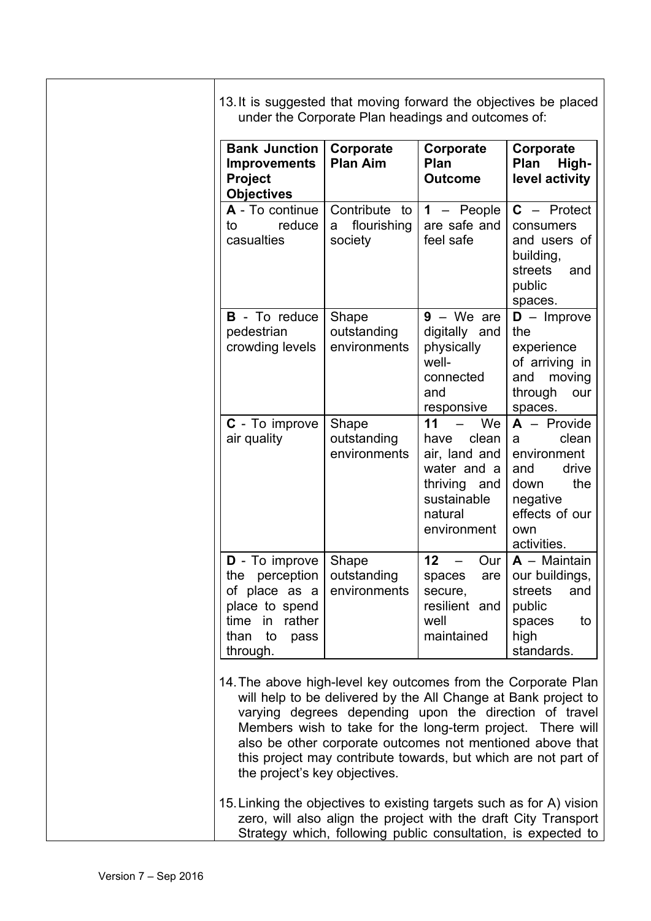13. It is suggested that moving forward the objectives be placed under the Corporate Plan headings and outcomes of:

| Bank Junction Improvements Project Objectives | Corporate Plan Aim | Corporate Plan Outcome | Corporate Plan High-level activity |
|---|---|---|---|
| **A** - To continue to reduce casualties | Contribute to a flourishing society | **1** – People are safe and feel safe | **C** – Protect consumers and users of building, streets and public spaces. |
| **B** - To reduce pedestrian crowding levels | Shape outstanding environments | **9** – We are digitally and physically well-connected and responsive | **D** – Improve the experience of arriving in and moving through our spaces. |
| **C** - To improve air quality | Shape outstanding environments | **11** – We have clean air, land and water and a thriving and sustainable natural environment | **A** – Provide a clean environment and drive down the negative effects of our own activities. |
| **D** - To improve the perception of place as a place to spend time in rather than to pass through. | Shape outstanding environments | **12** – Our spaces are secure, resilient and well maintained | **A** – Maintain our buildings, streets and public spaces to high standards. |

14. The above high-level key outcomes from the Corporate Plan will help to be delivered by the All Change at Bank project to varying degrees depending upon the direction of travel Members wish to take for the long-term project. There will also be other corporate outcomes not mentioned above that this project may contribute towards, but which are not part of the project's key objectives.

15. Linking the objectives to existing targets such as for A) vision zero, will also align the project with the draft City Transport Strategy which, following public consultation, is expected to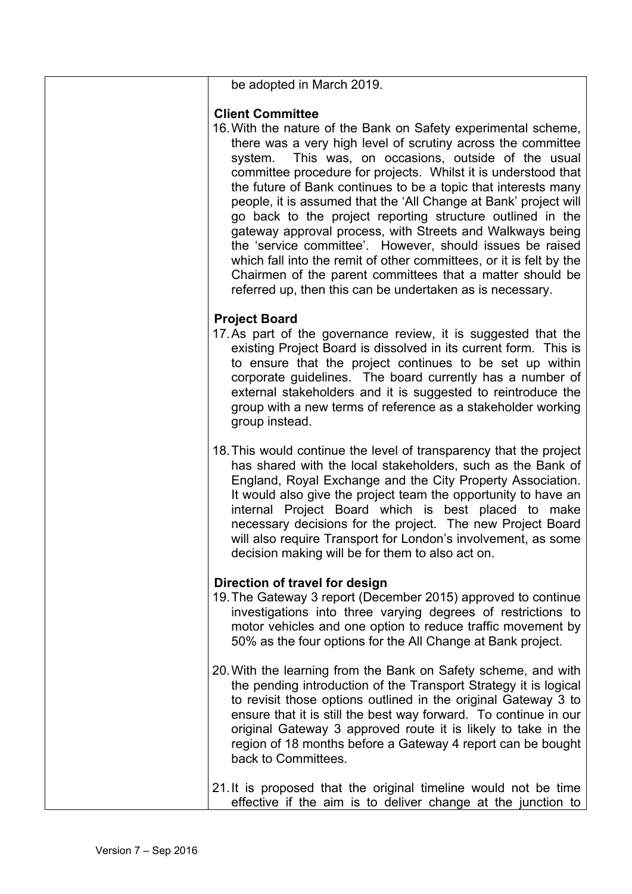be adopted in March 2019.

**Client Committee**

16. With the nature of the Bank on Safety experimental scheme, there was a very high level of scrutiny across the committee system. This was, on occasions, outside of the usual committee procedure for projects. Whilst it is understood that the future of Bank continues to be a topic that interests many people, it is assumed that the 'All Change at Bank' project will go back to the project reporting structure outlined in the gateway approval process, with Streets and Walkways being the 'service committee'. However, should issues be raised which fall into the remit of other committees, or it is felt by the Chairmen of the parent committees that a matter should be referred up, then this can be undertaken as is necessary.

**Project Board**

17. As part of the governance review, it is suggested that the existing Project Board is dissolved in its current form. This is to ensure that the project continues to be set up within corporate guidelines. The board currently has a number of external stakeholders and it is suggested to reintroduce the group with a new terms of reference as a stakeholder working group instead.

18. This would continue the level of transparency that the project has shared with the local stakeholders, such as the Bank of England, Royal Exchange and the City Property Association. It would also give the project team the opportunity to have an internal Project Board which is best placed to make necessary decisions for the project. The new Project Board will also require Transport for London's involvement, as some decision making will be for them to also act on.

**Direction of travel for design**

19. The Gateway 3 report (December 2015) approved to continue investigations into three varying degrees of restrictions to motor vehicles and one option to reduce traffic movement by 50% as the four options for the All Change at Bank project.

20. With the learning from the Bank on Safety scheme, and with the pending introduction of the Transport Strategy it is logical to revisit those options outlined in the original Gateway 3 to ensure that it is still the best way forward. To continue in our original Gateway 3 approved route it is likely to take in the region of 18 months before a Gateway 4 report can be bought back to Committees.

21. It is proposed that the original timeline would not be time effective if the aim is to deliver change at the junction to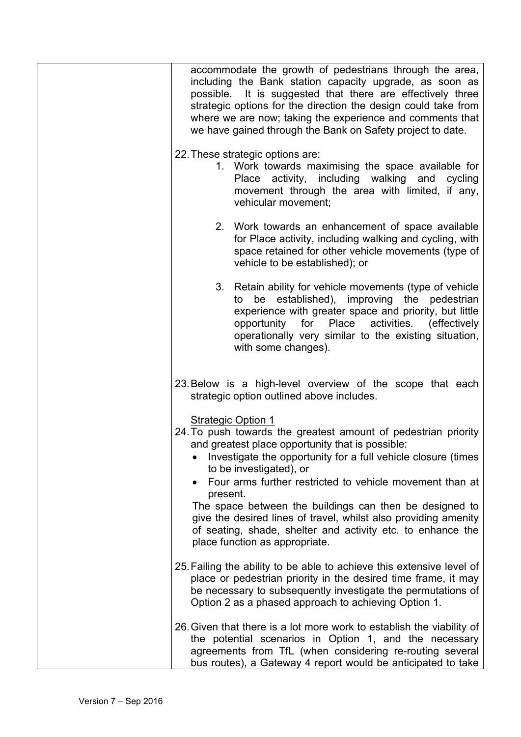accommodate the growth of pedestrians through the area, including the Bank station capacity upgrade, as soon as possible. It is suggested that there are effectively three strategic options for the direction the design could take from where we are now; taking the experience and comments that we have gained through the Bank on Safety project to date.

22. These strategic options are:

    1. Work towards maximising the space available for Place activity, including walking and cycling movement through the area with limited, if any, vehicular movement;

    2. Work towards an enhancement of space available for Place activity, including walking and cycling, with space retained for other vehicle movements (type of vehicle to be established); or

    3. Retain ability for vehicle movements (type of vehicle to be established), improving the pedestrian experience with greater space and priority, but little opportunity for Place activities. (effectively operationally very similar to the existing situation, with some changes).

23. Below is a high-level overview of the scope that each strategic option outlined above includes.

<u>Strategic Option 1</u>

24. To push towards the greatest amount of pedestrian priority and greatest place opportunity that is possible:
    - Investigate the opportunity for a full vehicle closure (times to be investigated), or
    - Four arms further restricted to vehicle movement than at present.

    The space between the buildings can then be designed to give the desired lines of travel, whilst also providing amenity of seating, shade, shelter and activity etc. to enhance the place function as appropriate.

25. Failing the ability to be able to achieve this extensive level of place or pedestrian priority in the desired time frame, it may be necessary to subsequently investigate the permutations of Option 2 as a phased approach to achieving Option 1.

26. Given that there is a lot more work to establish the viability of the potential scenarios in Option 1, and the necessary agreements from TfL (when considering re-routing several bus routes), a Gateway 4 report would be anticipated to take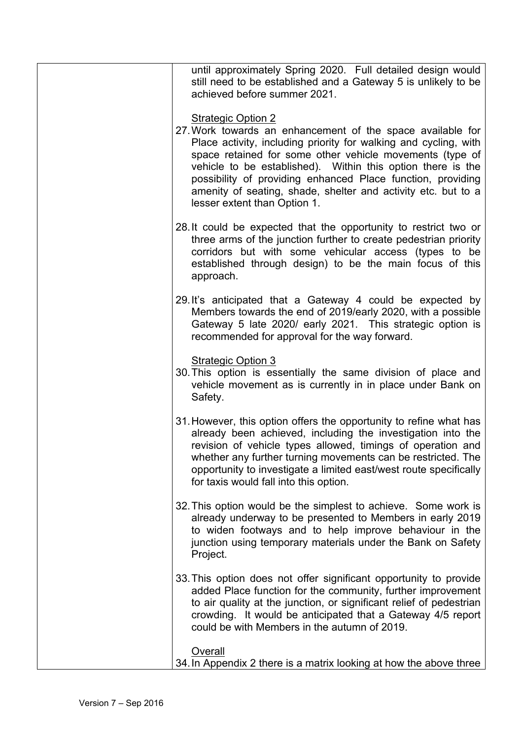until approximately Spring 2020. Full detailed design would still need to be established and a Gateway 5 is unlikely to be achieved before summer 2021.

Strategic Option 2

27. Work towards an enhancement of the space available for Place activity, including priority for walking and cycling, with space retained for some other vehicle movements (type of vehicle to be established). Within this option there is the possibility of providing enhanced Place function, providing amenity of seating, shade, shelter and activity etc. but to a lesser extent than Option 1.

28. It could be expected that the opportunity to restrict two or three arms of the junction further to create pedestrian priority corridors but with some vehicular access (types to be established through design) to be the main focus of this approach.

29. It's anticipated that a Gateway 4 could be expected by Members towards the end of 2019/early 2020, with a possible Gateway 5 late 2020/ early 2021. This strategic option is recommended for approval for the way forward.

Strategic Option 3

30. This option is essentially the same division of place and vehicle movement as is currently in in place under Bank on Safety.

31. However, this option offers the opportunity to refine what has already been achieved, including the investigation into the revision of vehicle types allowed, timings of operation and whether any further turning movements can be restricted. The opportunity to investigate a limited east/west route specifically for taxis would fall into this option.

32. This option would be the simplest to achieve. Some work is already underway to be presented to Members in early 2019 to widen footways and to help improve behaviour in the junction using temporary materials under the Bank on Safety Project.

33. This option does not offer significant opportunity to provide added Place function for the community, further improvement to air quality at the junction, or significant relief of pedestrian crowding. It would be anticipated that a Gateway 4/5 report could be with Members in the autumn of 2019.

Overall

34. In Appendix 2 there is a matrix looking at how the above three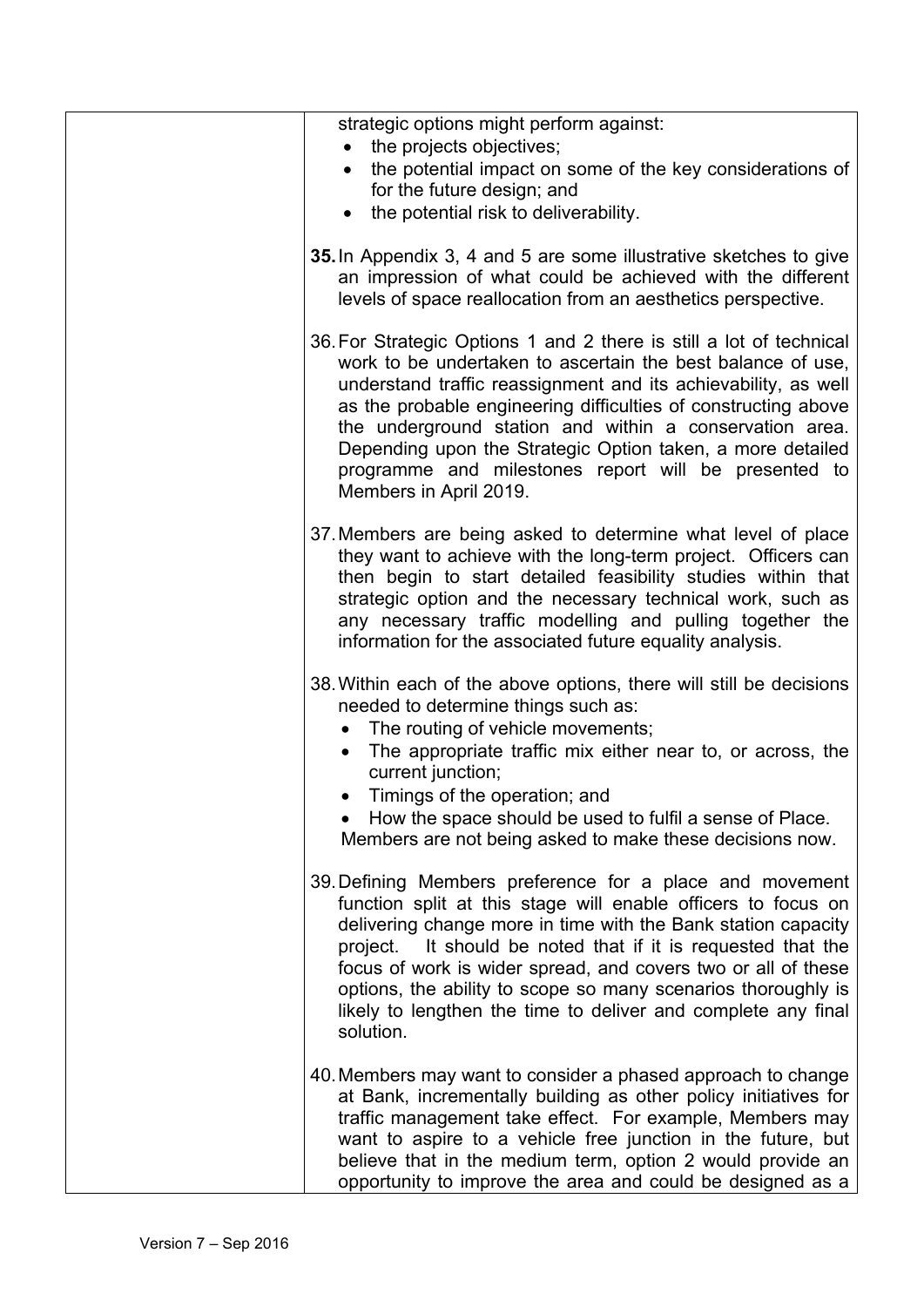strategic options might perform against:

- the projects objectives;
- the potential impact on some of the key considerations of for the future design; and
- the potential risk to deliverability.

**35.** In Appendix 3, 4 and 5 are some illustrative sketches to give an impression of what could be achieved with the different levels of space reallocation from an aesthetics perspective.

36. For Strategic Options 1 and 2 there is still a lot of technical work to be undertaken to ascertain the best balance of use, understand traffic reassignment and its achievability, as well as the probable engineering difficulties of constructing above the underground station and within a conservation area. Depending upon the Strategic Option taken, a more detailed programme and milestones report will be presented to Members in April 2019.

37. Members are being asked to determine what level of place they want to achieve with the long-term project. Officers can then begin to start detailed feasibility studies within that strategic option and the necessary technical work, such as any necessary traffic modelling and pulling together the information for the associated future equality analysis.

38. Within each of the above options, there will still be decisions needed to determine things such as:

- The routing of vehicle movements;
- The appropriate traffic mix either near to, or across, the current junction;
- Timings of the operation; and
- How the space should be used to fulfil a sense of Place.

Members are not being asked to make these decisions now.

39. Defining Members preference for a place and movement function split at this stage will enable officers to focus on delivering change more in time with the Bank station capacity project. It should be noted that if it is requested that the focus of work is wider spread, and covers two or all of these options, the ability to scope so many scenarios thoroughly is likely to lengthen the time to deliver and complete any final solution.

40. Members may want to consider a phased approach to change at Bank, incrementally building as other policy initiatives for traffic management take effect. For example, Members may want to aspire to a vehicle free junction in the future, but believe that in the medium term, option 2 would provide an opportunity to improve the area and could be designed as a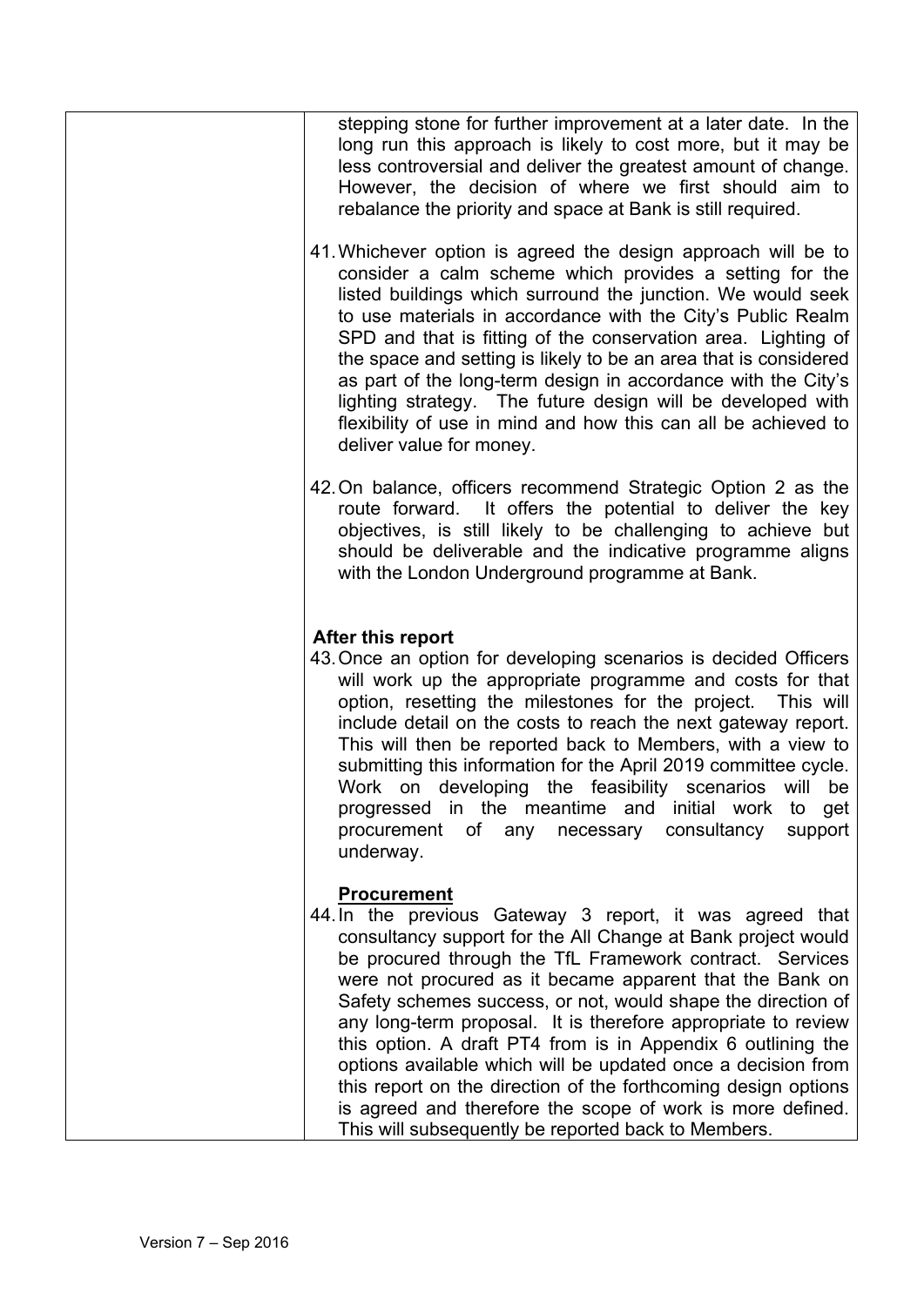stepping stone for further improvement at a later date. In the long run this approach is likely to cost more, but it may be less controversial and deliver the greatest amount of change. However, the decision of where we first should aim to rebalance the priority and space at Bank is still required.

41. Whichever option is agreed the design approach will be to consider a calm scheme which provides a setting for the listed buildings which surround the junction. We would seek to use materials in accordance with the City's Public Realm SPD and that is fitting of the conservation area. Lighting of the space and setting is likely to be an area that is considered as part of the long-term design in accordance with the City's lighting strategy. The future design will be developed with flexibility of use in mind and how this can all be achieved to deliver value for money.

42. On balance, officers recommend Strategic Option 2 as the route forward. It offers the potential to deliver the key objectives, is still likely to be challenging to achieve but should be deliverable and the indicative programme aligns with the London Underground programme at Bank.

**After this report**

43. Once an option for developing scenarios is decided Officers will work up the appropriate programme and costs for that option, resetting the milestones for the project. This will include detail on the costs to reach the next gateway report. This will then be reported back to Members, with a view to submitting this information for the April 2019 committee cycle. Work on developing the feasibility scenarios will be progressed in the meantime and initial work to get procurement of any necessary consultancy support underway.

**Procurement**

44. In the previous Gateway 3 report, it was agreed that consultancy support for the All Change at Bank project would be procured through the TfL Framework contract. Services were not procured as it became apparent that the Bank on Safety schemes success, or not, would shape the direction of any long-term proposal. It is therefore appropriate to review this option. A draft PT4 from is in Appendix 6 outlining the options available which will be updated once a decision from this report on the direction of the forthcoming design options is agreed and therefore the scope of work is more defined. This will subsequently be reported back to Members.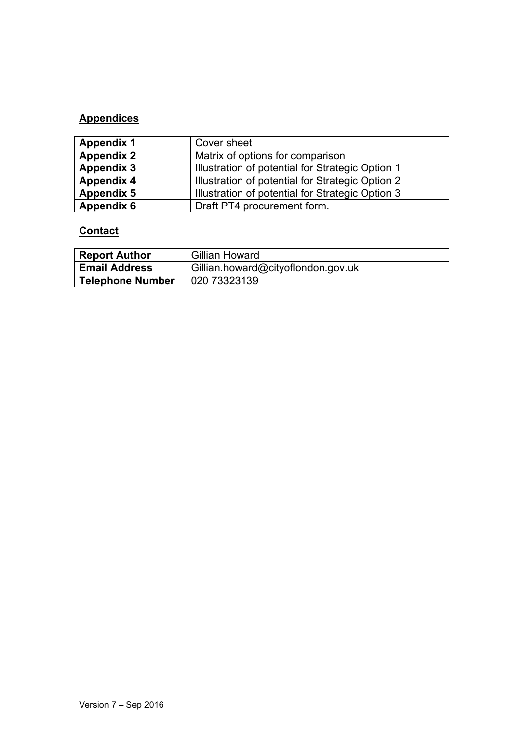**Appendices**

| | |
|---|---|
| **Appendix 1** | Cover sheet |
| **Appendix 2** | Matrix of options for comparison |
| **Appendix 3** | Illustration of potential for Strategic Option 1 |
| **Appendix 4** | Illustration of potential for Strategic Option 2 |
| **Appendix 5** | Illustration of potential for Strategic Option 3 |
| **Appendix 6** | Draft PT4 procurement form. |

**Contact**

| | |
|---|---|
| **Report Author** | Gillian Howard |
| **Email Address** | Gillian.howard@cityoflondon.gov.uk |
| **Telephone Number** | 020 73323139 |

Version 7 – Sep 2016